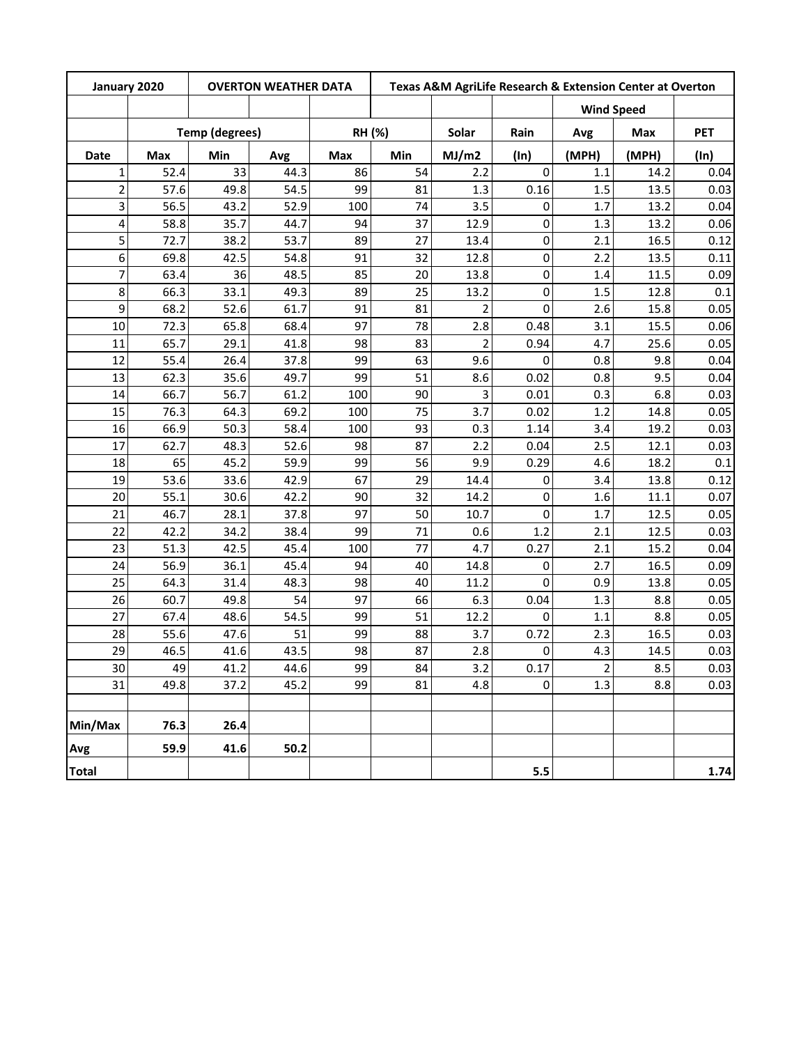| January 2020 | | OVERTON WEATHER DATA | | Texas A&M AgriLife Research & Extension Center at Overton | | | | | | |
|---|---|---|---|---|---|---|---|---|---|---|
| | | | | | | | | Wind Speed | | |
| | Temp (degrees) | | | RH (%) | | Solar | Rain | Avg | Max | PET |
| Date | Max | Min | Avg | Max | Min | MJ/m2 | (In) | (MPH) | (MPH) | (In) |
| 1 | 52.4 | 33 | 44.3 | 86 | 54 | 2.2 | 0 | 1.1 | 14.2 | 0.04 |
| 2 | 57.6 | 49.8 | 54.5 | 99 | 81 | 1.3 | 0.16 | 1.5 | 13.5 | 0.03 |
| 3 | 56.5 | 43.2 | 52.9 | 100 | 74 | 3.5 | 0 | 1.7 | 13.2 | 0.04 |
| 4 | 58.8 | 35.7 | 44.7 | 94 | 37 | 12.9 | 0 | 1.3 | 13.2 | 0.06 |
| 5 | 72.7 | 38.2 | 53.7 | 89 | 27 | 13.4 | 0 | 2.1 | 16.5 | 0.12 |
| 6 | 69.8 | 42.5 | 54.8 | 91 | 32 | 12.8 | 0 | 2.2 | 13.5 | 0.11 |
| 7 | 63.4 | 36 | 48.5 | 85 | 20 | 13.8 | 0 | 1.4 | 11.5 | 0.09 |
| 8 | 66.3 | 33.1 | 49.3 | 89 | 25 | 13.2 | 0 | 1.5 | 12.8 | 0.1 |
| 9 | 68.2 | 52.6 | 61.7 | 91 | 81 | 2 | 0 | 2.6 | 15.8 | 0.05 |
| 10 | 72.3 | 65.8 | 68.4 | 97 | 78 | 2.8 | 0.48 | 3.1 | 15.5 | 0.06 |
| 11 | 65.7 | 29.1 | 41.8 | 98 | 83 | 2 | 0.94 | 4.7 | 25.6 | 0.05 |
| 12 | 55.4 | 26.4 | 37.8 | 99 | 63 | 9.6 | 0 | 0.8 | 9.8 | 0.04 |
| 13 | 62.3 | 35.6 | 49.7 | 99 | 51 | 8.6 | 0.02 | 0.8 | 9.5 | 0.04 |
| 14 | 66.7 | 56.7 | 61.2 | 100 | 90 | 3 | 0.01 | 0.3 | 6.8 | 0.03 |
| 15 | 76.3 | 64.3 | 69.2 | 100 | 75 | 3.7 | 0.02 | 1.2 | 14.8 | 0.05 |
| 16 | 66.9 | 50.3 | 58.4 | 100 | 93 | 0.3 | 1.14 | 3.4 | 19.2 | 0.03 |
| 17 | 62.7 | 48.3 | 52.6 | 98 | 87 | 2.2 | 0.04 | 2.5 | 12.1 | 0.03 |
| 18 | 65 | 45.2 | 59.9 | 99 | 56 | 9.9 | 0.29 | 4.6 | 18.2 | 0.1 |
| 19 | 53.6 | 33.6 | 42.9 | 67 | 29 | 14.4 | 0 | 3.4 | 13.8 | 0.12 |
| 20 | 55.1 | 30.6 | 42.2 | 90 | 32 | 14.2 | 0 | 1.6 | 11.1 | 0.07 |
| 21 | 46.7 | 28.1 | 37.8 | 97 | 50 | 10.7 | 0 | 1.7 | 12.5 | 0.05 |
| 22 | 42.2 | 34.2 | 38.4 | 99 | 71 | 0.6 | 1.2 | 2.1 | 12.5 | 0.03 |
| 23 | 51.3 | 42.5 | 45.4 | 100 | 77 | 4.7 | 0.27 | 2.1 | 15.2 | 0.04 |
| 24 | 56.9 | 36.1 | 45.4 | 94 | 40 | 14.8 | 0 | 2.7 | 16.5 | 0.09 |
| 25 | 64.3 | 31.4 | 48.3 | 98 | 40 | 11.2 | 0 | 0.9 | 13.8 | 0.05 |
| 26 | 60.7 | 49.8 | 54 | 97 | 66 | 6.3 | 0.04 | 1.3 | 8.8 | 0.05 |
| 27 | 67.4 | 48.6 | 54.5 | 99 | 51 | 12.2 | 0 | 1.1 | 8.8 | 0.05 |
| 28 | 55.6 | 47.6 | 51 | 99 | 88 | 3.7 | 0.72 | 2.3 | 16.5 | 0.03 |
| 29 | 46.5 | 41.6 | 43.5 | 98 | 87 | 2.8 | 0 | 4.3 | 14.5 | 0.03 |
| 30 | 49 | 41.2 | 44.6 | 99 | 84 | 3.2 | 0.17 | 2 | 8.5 | 0.03 |
| 31 | 49.8 | 37.2 | 45.2 | 99 | 81 | 4.8 | 0 | 1.3 | 8.8 | 0.03 |
| | | | | | | | | | | |
| **Min/Max** | **76.3** | **26.4** | | | | | | | | |
| **Avg** | **59.9** | **41.6** | **50.2** | | | | | | | |
| **Total** | | | | | | | **5.5** | | | **1.74** |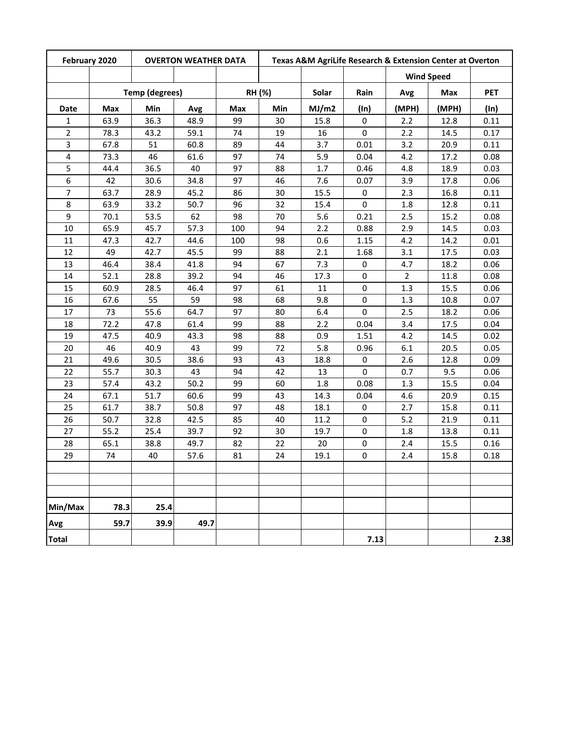| February 2020 | | OVERTON WEATHER DATA | | | Texas A&M AgriLife Research & Extension Center at Overton | | | | | |
|---|---|---|---|---|---|---|---|---|---|---|
| | | | | | | | | Wind Speed | | |
| | Temp (degrees) | | | RH (%) | | Solar | Rain | Avg | Max | PET |
| Date | Max | Min | Avg | Max | Min | MJ/m2 | (In) | (MPH) | (MPH) | (In) |
| 1 | 63.9 | 36.3 | 48.9 | 99 | 30 | 15.8 | 0 | 2.2 | 12.8 | 0.11 |
| 2 | 78.3 | 43.2 | 59.1 | 74 | 19 | 16 | 0 | 2.2 | 14.5 | 0.17 |
| 3 | 67.8 | 51 | 60.8 | 89 | 44 | 3.7 | 0.01 | 3.2 | 20.9 | 0.11 |
| 4 | 73.3 | 46 | 61.6 | 97 | 74 | 5.9 | 0.04 | 4.2 | 17.2 | 0.08 |
| 5 | 44.4 | 36.5 | 40 | 97 | 88 | 1.7 | 0.46 | 4.8 | 18.9 | 0.03 |
| 6 | 42 | 30.6 | 34.8 | 97 | 46 | 7.6 | 0.07 | 3.9 | 17.8 | 0.06 |
| 7 | 63.7 | 28.9 | 45.2 | 86 | 30 | 15.5 | 0 | 2.3 | 16.8 | 0.11 |
| 8 | 63.9 | 33.2 | 50.7 | 96 | 32 | 15.4 | 0 | 1.8 | 12.8 | 0.11 |
| 9 | 70.1 | 53.5 | 62 | 98 | 70 | 5.6 | 0.21 | 2.5 | 15.2 | 0.08 |
| 10 | 65.9 | 45.7 | 57.3 | 100 | 94 | 2.2 | 0.88 | 2.9 | 14.5 | 0.03 |
| 11 | 47.3 | 42.7 | 44.6 | 100 | 98 | 0.6 | 1.15 | 4.2 | 14.2 | 0.01 |
| 12 | 49 | 42.7 | 45.5 | 99 | 88 | 2.1 | 1.68 | 3.1 | 17.5 | 0.03 |
| 13 | 46.4 | 38.4 | 41.8 | 94 | 67 | 7.3 | 0 | 4.7 | 18.2 | 0.06 |
| 14 | 52.1 | 28.8 | 39.2 | 94 | 46 | 17.3 | 0 | 2 | 11.8 | 0.08 |
| 15 | 60.9 | 28.5 | 46.4 | 97 | 61 | 11 | 0 | 1.3 | 15.5 | 0.06 |
| 16 | 67.6 | 55 | 59 | 98 | 68 | 9.8 | 0 | 1.3 | 10.8 | 0.07 |
| 17 | 73 | 55.6 | 64.7 | 97 | 80 | 6.4 | 0 | 2.5 | 18.2 | 0.06 |
| 18 | 72.2 | 47.8 | 61.4 | 99 | 88 | 2.2 | 0.04 | 3.4 | 17.5 | 0.04 |
| 19 | 47.5 | 40.9 | 43.3 | 98 | 88 | 0.9 | 1.51 | 4.2 | 14.5 | 0.02 |
| 20 | 46 | 40.9 | 43 | 99 | 72 | 5.8 | 0.96 | 6.1 | 20.5 | 0.05 |
| 21 | 49.6 | 30.5 | 38.6 | 93 | 43 | 18.8 | 0 | 2.6 | 12.8 | 0.09 |
| 22 | 55.7 | 30.3 | 43 | 94 | 42 | 13 | 0 | 0.7 | 9.5 | 0.06 |
| 23 | 57.4 | 43.2 | 50.2 | 99 | 60 | 1.8 | 0.08 | 1.3 | 15.5 | 0.04 |
| 24 | 67.1 | 51.7 | 60.6 | 99 | 43 | 14.3 | 0.04 | 4.6 | 20.9 | 0.15 |
| 25 | 61.7 | 38.7 | 50.8 | 97 | 48 | 18.1 | 0 | 2.7 | 15.8 | 0.11 |
| 26 | 50.7 | 32.8 | 42.5 | 85 | 40 | 11.2 | 0 | 5.2 | 21.9 | 0.11 |
| 27 | 55.2 | 25.4 | 39.7 | 92 | 30 | 19.7 | 0 | 1.8 | 13.8 | 0.11 |
| 28 | 65.1 | 38.8 | 49.7 | 82 | 22 | 20 | 0 | 2.4 | 15.5 | 0.16 |
| 29 | 74 | 40 | 57.6 | 81 | 24 | 19.1 | 0 | 2.4 | 15.8 | 0.18 |
| | | | | | | | | | | |
| | | | | | | | | | | |
| | | | | | | | | | | |
| Min/Max | 78.3 | 25.4 | | | | | | | | |
| Avg | 59.7 | 39.9 | 49.7 | | | | | | | |
| Total | | | | | | | 7.13 | | | 2.38 |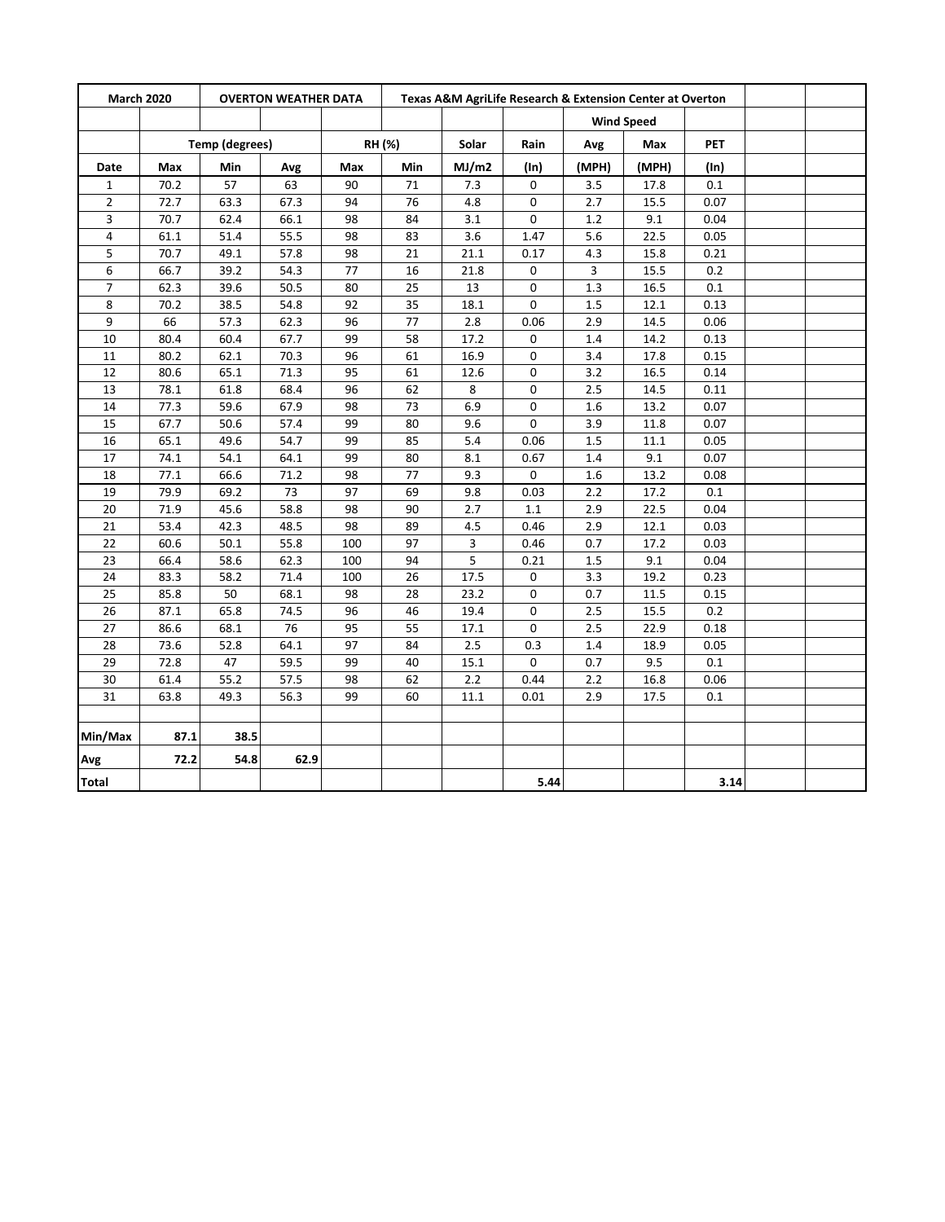| March 2020 | | OVERTON WEATHER DATA | | | Texas A&M AgriLife Research & Extension Center at Overton | | | | | | |
|---|---|---|---|---|---|---|---|---|---|---|---|
| | | | | | | | Wind Speed | | | | |
| | Temp (degrees) | | | RH (%) | | Solar | Rain | Avg | Max | PET | | |
| Date | Max | Min | Avg | Max | Min | MJ/m2 | (In) | (MPH) | (MPH) | (In) | | |
| 1 | 70.2 | 57 | 63 | 90 | 71 | 7.3 | 0 | 3.5 | 17.8 | 0.1 | | |
| 2 | 72.7 | 63.3 | 67.3 | 94 | 76 | 4.8 | 0 | 2.7 | 15.5 | 0.07 | | |
| 3 | 70.7 | 62.4 | 66.1 | 98 | 84 | 3.1 | 0 | 1.2 | 9.1 | 0.04 | | |
| 4 | 61.1 | 51.4 | 55.5 | 98 | 83 | 3.6 | 1.47 | 5.6 | 22.5 | 0.05 | | |
| 5 | 70.7 | 49.1 | 57.8 | 98 | 21 | 21.1 | 0.17 | 4.3 | 15.8 | 0.21 | | |
| 6 | 66.7 | 39.2 | 54.3 | 77 | 16 | 21.8 | 0 | 3 | 15.5 | 0.2 | | |
| 7 | 62.3 | 39.6 | 50.5 | 80 | 25 | 13 | 0 | 1.3 | 16.5 | 0.1 | | |
| 8 | 70.2 | 38.5 | 54.8 | 92 | 35 | 18.1 | 0 | 1.5 | 12.1 | 0.13 | | |
| 9 | 66 | 57.3 | 62.3 | 96 | 77 | 2.8 | 0.06 | 2.9 | 14.5 | 0.06 | | |
| 10 | 80.4 | 60.4 | 67.7 | 99 | 58 | 17.2 | 0 | 1.4 | 14.2 | 0.13 | | |
| 11 | 80.2 | 62.1 | 70.3 | 96 | 61 | 16.9 | 0 | 3.4 | 17.8 | 0.15 | | |
| 12 | 80.6 | 65.1 | 71.3 | 95 | 61 | 12.6 | 0 | 3.2 | 16.5 | 0.14 | | |
| 13 | 78.1 | 61.8 | 68.4 | 96 | 62 | 8 | 0 | 2.5 | 14.5 | 0.11 | | |
| 14 | 77.3 | 59.6 | 67.9 | 98 | 73 | 6.9 | 0 | 1.6 | 13.2 | 0.07 | | |
| 15 | 67.7 | 50.6 | 57.4 | 99 | 80 | 9.6 | 0 | 3.9 | 11.8 | 0.07 | | |
| 16 | 65.1 | 49.6 | 54.7 | 99 | 85 | 5.4 | 0.06 | 1.5 | 11.1 | 0.05 | | |
| 17 | 74.1 | 54.1 | 64.1 | 99 | 80 | 8.1 | 0.67 | 1.4 | 9.1 | 0.07 | | |
| 18 | 77.1 | 66.6 | 71.2 | 98 | 77 | 9.3 | 0 | 1.6 | 13.2 | 0.08 | | |
| 19 | 79.9 | 69.2 | 73 | 97 | 69 | 9.8 | 0.03 | 2.2 | 17.2 | 0.1 | | |
| 20 | 71.9 | 45.6 | 58.8 | 98 | 90 | 2.7 | 1.1 | 2.9 | 22.5 | 0.04 | | |
| 21 | 53.4 | 42.3 | 48.5 | 98 | 89 | 4.5 | 0.46 | 2.9 | 12.1 | 0.03 | | |
| 22 | 60.6 | 50.1 | 55.8 | 100 | 97 | 3 | 0.46 | 0.7 | 17.2 | 0.03 | | |
| 23 | 66.4 | 58.6 | 62.3 | 100 | 94 | 5 | 0.21 | 1.5 | 9.1 | 0.04 | | |
| 24 | 83.3 | 58.2 | 71.4 | 100 | 26 | 17.5 | 0 | 3.3 | 19.2 | 0.23 | | |
| 25 | 85.8 | 50 | 68.1 | 98 | 28 | 23.2 | 0 | 0.7 | 11.5 | 0.15 | | |
| 26 | 87.1 | 65.8 | 74.5 | 96 | 46 | 19.4 | 0 | 2.5 | 15.5 | 0.2 | | |
| 27 | 86.6 | 68.1 | 76 | 95 | 55 | 17.1 | 0 | 2.5 | 22.9 | 0.18 | | |
| 28 | 73.6 | 52.8 | 64.1 | 97 | 84 | 2.5 | 0.3 | 1.4 | 18.9 | 0.05 | | |
| 29 | 72.8 | 47 | 59.5 | 99 | 40 | 15.1 | 0 | 0.7 | 9.5 | 0.1 | | |
| 30 | 61.4 | 55.2 | 57.5 | 98 | 62 | 2.2 | 0.44 | 2.2 | 16.8 | 0.06 | | |
| 31 | 63.8 | 49.3 | 56.3 | 99 | 60 | 11.1 | 0.01 | 2.9 | 17.5 | 0.1 | | |
| | | | | | | | | | | | | |
| Min/Max | 87.1 | 38.5 | | | | | | | | | | |
| Avg | 72.2 | 54.8 | 62.9 | | | | | | | | | |
| Total | | | | | | | 5.44 | | | 3.14 | | |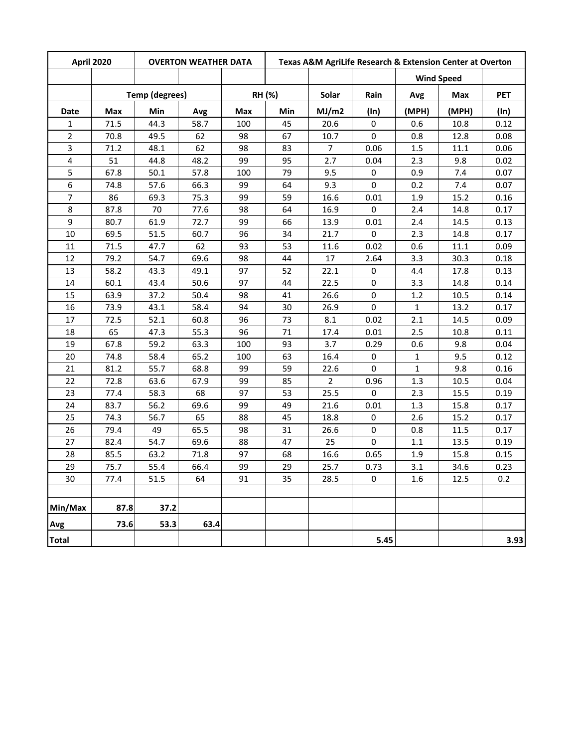| April 2020 | | OVERTON WEATHER DATA | | | Texas A&M AgriLife Research & Extension Center at Overton | | | | | |
|---|---|---|---|---|---|---|---|---|---|---|
| | | | | | | | | Wind Speed | | |
| | Temp (degrees) | | | RH (%) | | Solar | Rain | Avg | Max | PET |
| Date | Max | Min | Avg | Max | Min | MJ/m2 | (In) | (MPH) | (MPH) | (In) |
| 1 | 71.5 | 44.3 | 58.7 | 100 | 45 | 20.6 | 0 | 0.6 | 10.8 | 0.12 |
| 2 | 70.8 | 49.5 | 62 | 98 | 67 | 10.7 | 0 | 0.8 | 12.8 | 0.08 |
| 3 | 71.2 | 48.1 | 62 | 98 | 83 | 7 | 0.06 | 1.5 | 11.1 | 0.06 |
| 4 | 51 | 44.8 | 48.2 | 99 | 95 | 2.7 | 0.04 | 2.3 | 9.8 | 0.02 |
| 5 | 67.8 | 50.1 | 57.8 | 100 | 79 | 9.5 | 0 | 0.9 | 7.4 | 0.07 |
| 6 | 74.8 | 57.6 | 66.3 | 99 | 64 | 9.3 | 0 | 0.2 | 7.4 | 0.07 |
| 7 | 86 | 69.3 | 75.3 | 99 | 59 | 16.6 | 0.01 | 1.9 | 15.2 | 0.16 |
| 8 | 87.8 | 70 | 77.6 | 98 | 64 | 16.9 | 0 | 2.4 | 14.8 | 0.17 |
| 9 | 80.7 | 61.9 | 72.7 | 99 | 66 | 13.9 | 0.01 | 2.4 | 14.5 | 0.13 |
| 10 | 69.5 | 51.5 | 60.7 | 96 | 34 | 21.7 | 0 | 2.3 | 14.8 | 0.17 |
| 11 | 71.5 | 47.7 | 62 | 93 | 53 | 11.6 | 0.02 | 0.6 | 11.1 | 0.09 |
| 12 | 79.2 | 54.7 | 69.6 | 98 | 44 | 17 | 2.64 | 3.3 | 30.3 | 0.18 |
| 13 | 58.2 | 43.3 | 49.1 | 97 | 52 | 22.1 | 0 | 4.4 | 17.8 | 0.13 |
| 14 | 60.1 | 43.4 | 50.6 | 97 | 44 | 22.5 | 0 | 3.3 | 14.8 | 0.14 |
| 15 | 63.9 | 37.2 | 50.4 | 98 | 41 | 26.6 | 0 | 1.2 | 10.5 | 0.14 |
| 16 | 73.9 | 43.1 | 58.4 | 94 | 30 | 26.9 | 0 | 1 | 13.2 | 0.17 |
| 17 | 72.5 | 52.1 | 60.8 | 96 | 73 | 8.1 | 0.02 | 2.1 | 14.5 | 0.09 |
| 18 | 65 | 47.3 | 55.3 | 96 | 71 | 17.4 | 0.01 | 2.5 | 10.8 | 0.11 |
| 19 | 67.8 | 59.2 | 63.3 | 100 | 93 | 3.7 | 0.29 | 0.6 | 9.8 | 0.04 |
| 20 | 74.8 | 58.4 | 65.2 | 100 | 63 | 16.4 | 0 | 1 | 9.5 | 0.12 |
| 21 | 81.2 | 55.7 | 68.8 | 99 | 59 | 22.6 | 0 | 1 | 9.8 | 0.16 |
| 22 | 72.8 | 63.6 | 67.9 | 99 | 85 | 2 | 0.96 | 1.3 | 10.5 | 0.04 |
| 23 | 77.4 | 58.3 | 68 | 97 | 53 | 25.5 | 0 | 2.3 | 15.5 | 0.19 |
| 24 | 83.7 | 56.2 | 69.6 | 99 | 49 | 21.6 | 0.01 | 1.3 | 15.8 | 0.17 |
| 25 | 74.3 | 56.7 | 65 | 88 | 45 | 18.8 | 0 | 2.6 | 15.2 | 0.17 |
| 26 | 79.4 | 49 | 65.5 | 98 | 31 | 26.6 | 0 | 0.8 | 11.5 | 0.17 |
| 27 | 82.4 | 54.7 | 69.6 | 88 | 47 | 25 | 0 | 1.1 | 13.5 | 0.19 |
| 28 | 85.5 | 63.2 | 71.8 | 97 | 68 | 16.6 | 0.65 | 1.9 | 15.8 | 0.15 |
| 29 | 75.7 | 55.4 | 66.4 | 99 | 29 | 25.7 | 0.73 | 3.1 | 34.6 | 0.23 |
| 30 | 77.4 | 51.5 | 64 | 91 | 35 | 28.5 | 0 | 1.6 | 12.5 | 0.2 |
| | | | | | | | | | | |
| **Min/Max** | **87.8** | **37.2** | | | | | | | | |
| **Avg** | **73.6** | **53.3** | **63.4** | | | | | | | |
| **Total** | | | | | | | **5.45** | | | **3.93** |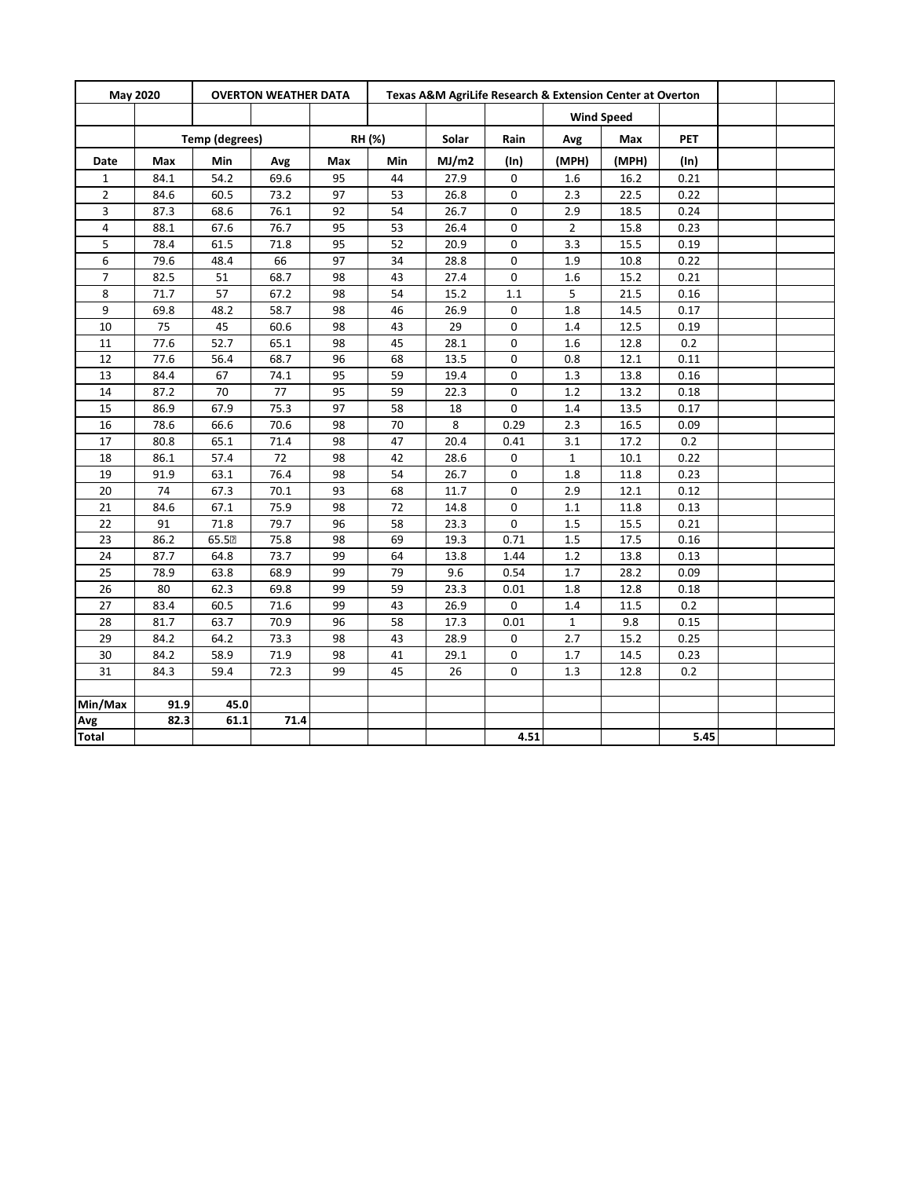| May 2020 | | OVERTON WEATHER DATA | | Texas A&M AgriLife Research & Extension Center at Overton | | | | | | | |
|---|---|---|---|---|---|---|---|---|---|---|---|
| | | | | | | | | Wind Speed | | | | |
| | Temp (degrees) | | | RH (%) | | Solar | Rain | Avg | Max | PET | | |
| Date | Max | Min | Avg | Max | Min | MJ/m2 | (In) | (MPH) | (MPH) | (In) | | |
| 1 | 84.1 | 54.2 | 69.6 | 95 | 44 | 27.9 | 0 | 1.6 | 16.2 | 0.21 | | |
| 2 | 84.6 | 60.5 | 73.2 | 97 | 53 | 26.8 | 0 | 2.3 | 22.5 | 0.22 | | |
| 3 | 87.3 | 68.6 | 76.1 | 92 | 54 | 26.7 | 0 | 2.9 | 18.5 | 0.24 | | |
| 4 | 88.1 | 67.6 | 76.7 | 95 | 53 | 26.4 | 0 | 2 | 15.8 | 0.23 | | |
| 5 | 78.4 | 61.5 | 71.8 | 95 | 52 | 20.9 | 0 | 3.3 | 15.5 | 0.19 | | |
| 6 | 79.6 | 48.4 | 66 | 97 | 34 | 28.8 | 0 | 1.9 | 10.8 | 0.22 | | |
| 7 | 82.5 | 51 | 68.7 | 98 | 43 | 27.4 | 0 | 1.6 | 15.2 | 0.21 | | |
| 8 | 71.7 | 57 | 67.2 | 98 | 54 | 15.2 | 1.1 | 5 | 21.5 | 0.16 | | |
| 9 | 69.8 | 48.2 | 58.7 | 98 | 46 | 26.9 | 0 | 1.8 | 14.5 | 0.17 | | |
| 10 | 75 | 45 | 60.6 | 98 | 43 | 29 | 0 | 1.4 | 12.5 | 0.19 | | |
| 11 | 77.6 | 52.7 | 65.1 | 98 | 45 | 28.1 | 0 | 1.6 | 12.8 | 0.2 | | |
| 12 | 77.6 | 56.4 | 68.7 | 96 | 68 | 13.5 | 0 | 0.8 | 12.1 | 0.11 | | |
| 13 | 84.4 | 67 | 74.1 | 95 | 59 | 19.4 | 0 | 1.3 | 13.8 | 0.16 | | |
| 14 | 87.2 | 70 | 77 | 95 | 59 | 22.3 | 0 | 1.2 | 13.2 | 0.18 | | |
| 15 | 86.9 | 67.9 | 75.3 | 97 | 58 | 18 | 0 | 1.4 | 13.5 | 0.17 | | |
| 16 | 78.6 | 66.6 | 70.6 | 98 | 70 | 8 | 0.29 | 2.3 | 16.5 | 0.09 | | |
| 17 | 80.8 | 65.1 | 71.4 | 98 | 47 | 20.4 | 0.41 | 3.1 | 17.2 | 0.2 | | |
| 18 | 86.1 | 57.4 | 72 | 98 | 42 | 28.6 | 0 | 1 | 10.1 | 0.22 | | |
| 19 | 91.9 | 63.1 | 76.4 | 98 | 54 | 26.7 | 0 | 1.8 | 11.8 | 0.23 | | |
| 20 | 74 | 67.3 | 70.1 | 93 | 68 | 11.7 | 0 | 2.9 | 12.1 | 0.12 | | |
| 21 | 84.6 | 67.1 | 75.9 | 98 | 72 | 14.8 | 0 | 1.1 | 11.8 | 0.13 | | |
| 22 | 91 | 71.8 | 79.7 | 96 | 58 | 23.3 | 0 | 1.5 | 15.5 | 0.21 | | |
| 23 | 86.2 | 65.5 | 75.8 | 98 | 69 | 19.3 | 0.71 | 1.5 | 17.5 | 0.16 | | |
| 24 | 87.7 | 64.8 | 73.7 | 99 | 64 | 13.8 | 1.44 | 1.2 | 13.8 | 0.13 | | |
| 25 | 78.9 | 63.8 | 68.9 | 99 | 79 | 9.6 | 0.54 | 1.7 | 28.2 | 0.09 | | |
| 26 | 80 | 62.3 | 69.8 | 99 | 59 | 23.3 | 0.01 | 1.8 | 12.8 | 0.18 | | |
| 27 | 83.4 | 60.5 | 71.6 | 99 | 43 | 26.9 | 0 | 1.4 | 11.5 | 0.2 | | |
| 28 | 81.7 | 63.7 | 70.9 | 96 | 58 | 17.3 | 0.01 | 1 | 9.8 | 0.15 | | |
| 29 | 84.2 | 64.2 | 73.3 | 98 | 43 | 28.9 | 0 | 2.7 | 15.2 | 0.25 | | |
| 30 | 84.2 | 58.9 | 71.9 | 98 | 41 | 29.1 | 0 | 1.7 | 14.5 | 0.23 | | |
| 31 | 84.3 | 59.4 | 72.3 | 99 | 45 | 26 | 0 | 1.3 | 12.8 | 0.2 | | |
| | | | | | | | | | | | | |
| Min/Max | 91.9 | 45.0 | | | | | | | | | | |
| Avg | 82.3 | 61.1 | 71.4 | | | | | | | | | |
| Total | | | | | | | 4.51 | | | 5.45 | | |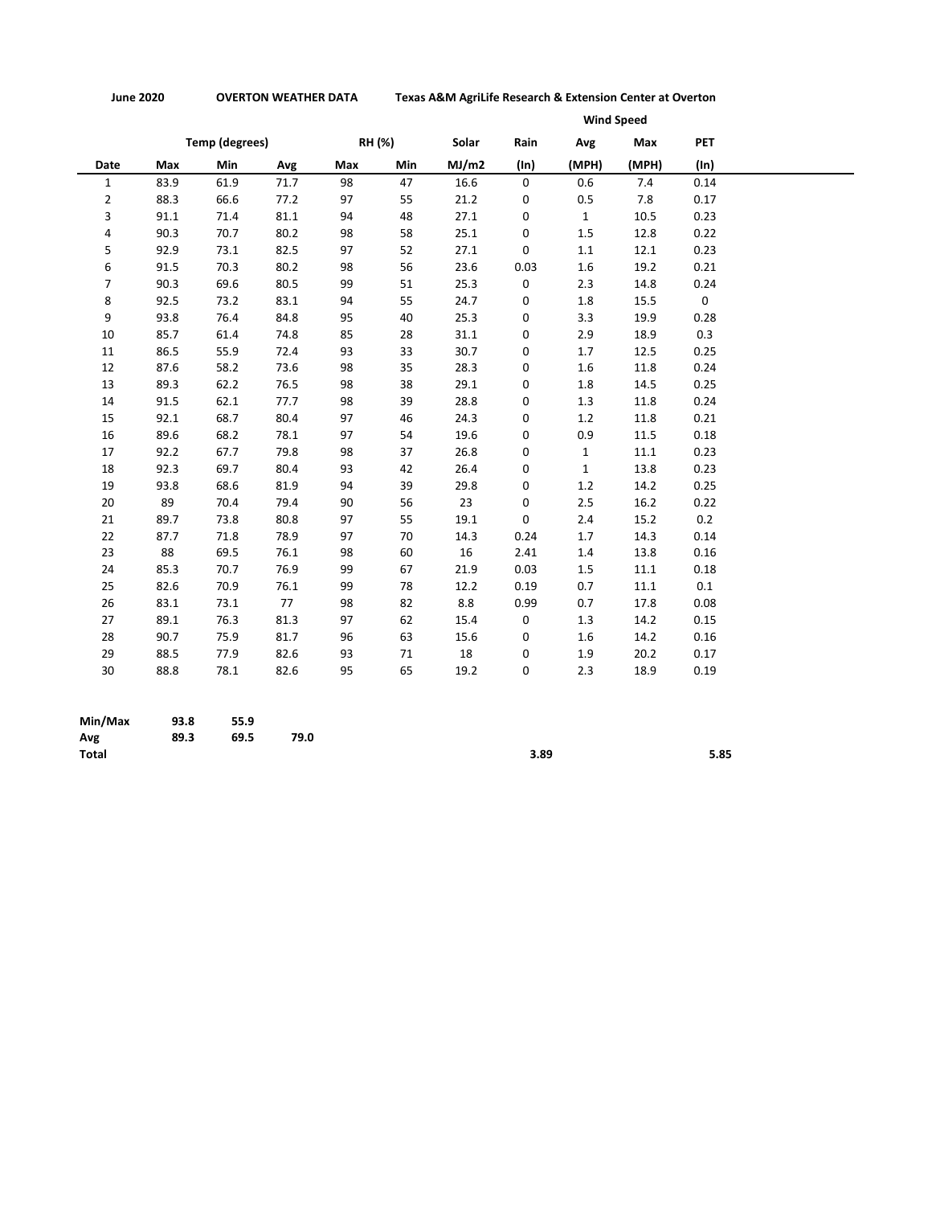**June 2020** **OVERTON WEATHER DATA** **Texas A&M AgriLife Research & Extension Center at Overton**

| | Temp (degrees) | | | RH (%) | | Solar | Rain | Wind Speed | | PET |
|---|---|---|---|---|---|---|---|---|---|---|
| Date | Max | Min | Avg | Max | Min | MJ/m2 | (In) | Avg (MPH) | Max (MPH) | (In) |
| 1 | 83.9 | 61.9 | 71.7 | 98 | 47 | 16.6 | 0 | 0.6 | 7.4 | 0.14 |
| 2 | 88.3 | 66.6 | 77.2 | 97 | 55 | 21.2 | 0 | 0.5 | 7.8 | 0.17 |
| 3 | 91.1 | 71.4 | 81.1 | 94 | 48 | 27.1 | 0 | 1 | 10.5 | 0.23 |
| 4 | 90.3 | 70.7 | 80.2 | 98 | 58 | 25.1 | 0 | 1.5 | 12.8 | 0.22 |
| 5 | 92.9 | 73.1 | 82.5 | 97 | 52 | 27.1 | 0 | 1.1 | 12.1 | 0.23 |
| 6 | 91.5 | 70.3 | 80.2 | 98 | 56 | 23.6 | 0.03 | 1.6 | 19.2 | 0.21 |
| 7 | 90.3 | 69.6 | 80.5 | 99 | 51 | 25.3 | 0 | 2.3 | 14.8 | 0.24 |
| 8 | 92.5 | 73.2 | 83.1 | 94 | 55 | 24.7 | 0 | 1.8 | 15.5 | 0 |
| 9 | 93.8 | 76.4 | 84.8 | 95 | 40 | 25.3 | 0 | 3.3 | 19.9 | 0.28 |
| 10 | 85.7 | 61.4 | 74.8 | 85 | 28 | 31.1 | 0 | 2.9 | 18.9 | 0.3 |
| 11 | 86.5 | 55.9 | 72.4 | 93 | 33 | 30.7 | 0 | 1.7 | 12.5 | 0.25 |
| 12 | 87.6 | 58.2 | 73.6 | 98 | 35 | 28.3 | 0 | 1.6 | 11.8 | 0.24 |
| 13 | 89.3 | 62.2 | 76.5 | 98 | 38 | 29.1 | 0 | 1.8 | 14.5 | 0.25 |
| 14 | 91.5 | 62.1 | 77.7 | 98 | 39 | 28.8 | 0 | 1.3 | 11.8 | 0.24 |
| 15 | 92.1 | 68.7 | 80.4 | 97 | 46 | 24.3 | 0 | 1.2 | 11.8 | 0.21 |
| 16 | 89.6 | 68.2 | 78.1 | 97 | 54 | 19.6 | 0 | 0.9 | 11.5 | 0.18 |
| 17 | 92.2 | 67.7 | 79.8 | 98 | 37 | 26.8 | 0 | 1 | 11.1 | 0.23 |
| 18 | 92.3 | 69.7 | 80.4 | 93 | 42 | 26.4 | 0 | 1 | 13.8 | 0.23 |
| 19 | 93.8 | 68.6 | 81.9 | 94 | 39 | 29.8 | 0 | 1.2 | 14.2 | 0.25 |
| 20 | 89 | 70.4 | 79.4 | 90 | 56 | 23 | 0 | 2.5 | 16.2 | 0.22 |
| 21 | 89.7 | 73.8 | 80.8 | 97 | 55 | 19.1 | 0 | 2.4 | 15.2 | 0.2 |
| 22 | 87.7 | 71.8 | 78.9 | 97 | 70 | 14.3 | 0.24 | 1.7 | 14.3 | 0.14 |
| 23 | 88 | 69.5 | 76.1 | 98 | 60 | 16 | 2.41 | 1.4 | 13.8 | 0.16 |
| 24 | 85.3 | 70.7 | 76.9 | 99 | 67 | 21.9 | 0.03 | 1.5 | 11.1 | 0.18 |
| 25 | 82.6 | 70.9 | 76.1 | 99 | 78 | 12.2 | 0.19 | 0.7 | 11.1 | 0.1 |
| 26 | 83.1 | 73.1 | 77 | 98 | 82 | 8.8 | 0.99 | 0.7 | 17.8 | 0.08 |
| 27 | 89.1 | 76.3 | 81.3 | 97 | 62 | 15.4 | 0 | 1.3 | 14.2 | 0.15 |
| 28 | 90.7 | 75.9 | 81.7 | 96 | 63 | 15.6 | 0 | 1.6 | 14.2 | 0.16 |
| 29 | 88.5 | 77.9 | 82.6 | 93 | 71 | 18 | 0 | 1.9 | 20.2 | 0.17 |
| 30 | 88.8 | 78.1 | 82.6 | 95 | 65 | 19.2 | 0 | 2.3 | 18.9 | 0.19 |
| **Min/Max** | **93.8** | **55.9** | | | | | | | | |
| **Avg** | **89.3** | **69.5** | **79.0** | | | | | | | |
| **Total** | | | | | | | **3.89** | | | **5.85** |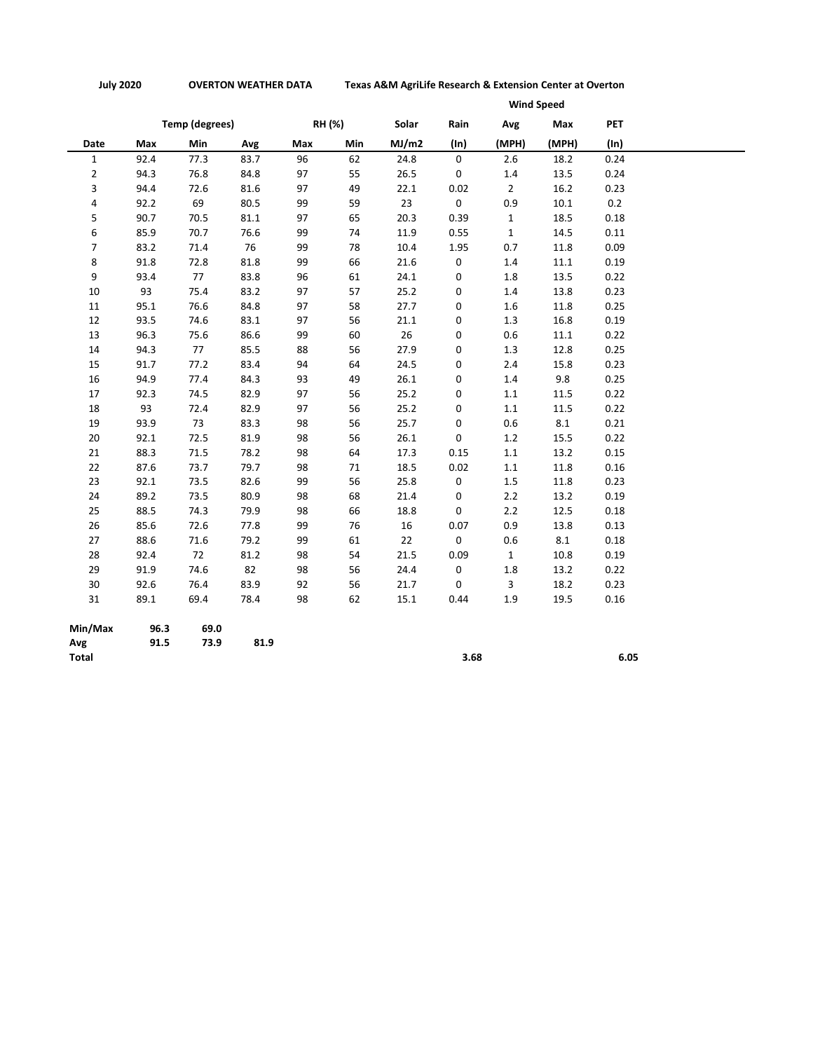**July 2020** **OVERTON WEATHER DATA** **Texas A&M AgriLife Research & Extension Center at Overton**

| | Temp (degrees) | | | RH (%) | | Solar | Rain | Wind Speed | | PET |
|---|---|---|---|---|---|---|---|---|---|---|
| Date | Max | Min | Avg | Max | Min | MJ/m2 | (In) | Avg (MPH) | Max (MPH) | (In) |
| 1 | 92.4 | 77.3 | 83.7 | 96 | 62 | 24.8 | 0 | 2.6 | 18.2 | 0.24 |
| 2 | 94.3 | 76.8 | 84.8 | 97 | 55 | 26.5 | 0 | 1.4 | 13.5 | 0.24 |
| 3 | 94.4 | 72.6 | 81.6 | 97 | 49 | 22.1 | 0.02 | 2 | 16.2 | 0.23 |
| 4 | 92.2 | 69 | 80.5 | 99 | 59 | 23 | 0 | 0.9 | 10.1 | 0.2 |
| 5 | 90.7 | 70.5 | 81.1 | 97 | 65 | 20.3 | 0.39 | 1 | 18.5 | 0.18 |
| 6 | 85.9 | 70.7 | 76.6 | 99 | 74 | 11.9 | 0.55 | 1 | 14.5 | 0.11 |
| 7 | 83.2 | 71.4 | 76 | 99 | 78 | 10.4 | 1.95 | 0.7 | 11.8 | 0.09 |
| 8 | 91.8 | 72.8 | 81.8 | 99 | 66 | 21.6 | 0 | 1.4 | 11.1 | 0.19 |
| 9 | 93.4 | 77 | 83.8 | 96 | 61 | 24.1 | 0 | 1.8 | 13.5 | 0.22 |
| 10 | 93 | 75.4 | 83.2 | 97 | 57 | 25.2 | 0 | 1.4 | 13.8 | 0.23 |
| 11 | 95.1 | 76.6 | 84.8 | 97 | 58 | 27.7 | 0 | 1.6 | 11.8 | 0.25 |
| 12 | 93.5 | 74.6 | 83.1 | 97 | 56 | 21.1 | 0 | 1.3 | 16.8 | 0.19 |
| 13 | 96.3 | 75.6 | 86.6 | 99 | 60 | 26 | 0 | 0.6 | 11.1 | 0.22 |
| 14 | 94.3 | 77 | 85.5 | 88 | 56 | 27.9 | 0 | 1.3 | 12.8 | 0.25 |
| 15 | 91.7 | 77.2 | 83.4 | 94 | 64 | 24.5 | 0 | 2.4 | 15.8 | 0.23 |
| 16 | 94.9 | 77.4 | 84.3 | 93 | 49 | 26.1 | 0 | 1.4 | 9.8 | 0.25 |
| 17 | 92.3 | 74.5 | 82.9 | 97 | 56 | 25.2 | 0 | 1.1 | 11.5 | 0.22 |
| 18 | 93 | 72.4 | 82.9 | 97 | 56 | 25.2 | 0 | 1.1 | 11.5 | 0.22 |
| 19 | 93.9 | 73 | 83.3 | 98 | 56 | 25.7 | 0 | 0.6 | 8.1 | 0.21 |
| 20 | 92.1 | 72.5 | 81.9 | 98 | 56 | 26.1 | 0 | 1.2 | 15.5 | 0.22 |
| 21 | 88.3 | 71.5 | 78.2 | 98 | 64 | 17.3 | 0.15 | 1.1 | 13.2 | 0.15 |
| 22 | 87.6 | 73.7 | 79.7 | 98 | 71 | 18.5 | 0.02 | 1.1 | 11.8 | 0.16 |
| 23 | 92.1 | 73.5 | 82.6 | 99 | 56 | 25.8 | 0 | 1.5 | 11.8 | 0.23 |
| 24 | 89.2 | 73.5 | 80.9 | 98 | 68 | 21.4 | 0 | 2.2 | 13.2 | 0.19 |
| 25 | 88.5 | 74.3 | 79.9 | 98 | 66 | 18.8 | 0 | 2.2 | 12.5 | 0.18 |
| 26 | 85.6 | 72.6 | 77.8 | 99 | 76 | 16 | 0.07 | 0.9 | 13.8 | 0.13 |
| 27 | 88.6 | 71.6 | 79.2 | 99 | 61 | 22 | 0 | 0.6 | 8.1 | 0.18 |
| 28 | 92.4 | 72 | 81.2 | 98 | 54 | 21.5 | 0.09 | 1 | 10.8 | 0.19 |
| 29 | 91.9 | 74.6 | 82 | 98 | 56 | 24.4 | 0 | 1.8 | 13.2 | 0.22 |
| 30 | 92.6 | 76.4 | 83.9 | 92 | 56 | 21.7 | 0 | 3 | 18.2 | 0.23 |
| 31 | 89.1 | 69.4 | 78.4 | 98 | 62 | 15.1 | 0.44 | 1.9 | 19.5 | 0.16 |
| **Min/Max** | **96.3** | **69.0** | | | | | | | | |
| **Avg** | **91.5** | **73.9** | **81.9** | | | | | | | |
| **Total** | | | | | | | **3.68** | | | **6.05** |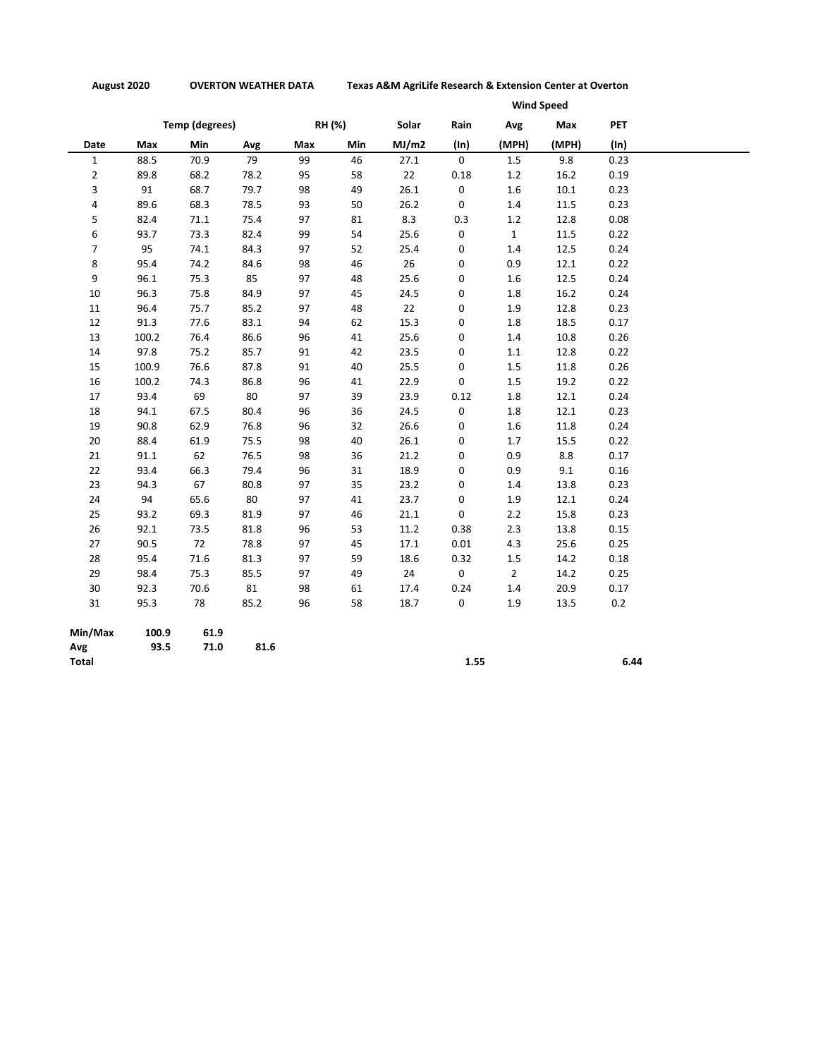**August 2020** **OVERTON WEATHER DATA** **Texas A&M AgriLife Research & Extension Center at Overton**

| | Temp (degrees) | | | RH (%) | | Solar | Rain | Wind Speed | | PET |
|---|---|---|---|---|---|---|---|---|---|---|
| | | | | | | | | Avg | Max | |
| **Date** | **Max** | **Min** | **Avg** | **Max** | **Min** | **MJ/m2** | **(In)** | **(MPH)** | **(MPH)** | **(In)** |
| 1 | 88.5 | 70.9 | 79 | 99 | 46 | 27.1 | 0 | 1.5 | 9.8 | 0.23 |
| 2 | 89.8 | 68.2 | 78.2 | 95 | 58 | 22 | 0.18 | 1.2 | 16.2 | 0.19 |
| 3 | 91 | 68.7 | 79.7 | 98 | 49 | 26.1 | 0 | 1.6 | 10.1 | 0.23 |
| 4 | 89.6 | 68.3 | 78.5 | 93 | 50 | 26.2 | 0 | 1.4 | 11.5 | 0.23 |
| 5 | 82.4 | 71.1 | 75.4 | 97 | 81 | 8.3 | 0.3 | 1.2 | 12.8 | 0.08 |
| 6 | 93.7 | 73.3 | 82.4 | 99 | 54 | 25.6 | 0 | 1 | 11.5 | 0.22 |
| 7 | 95 | 74.1 | 84.3 | 97 | 52 | 25.4 | 0 | 1.4 | 12.5 | 0.24 |
| 8 | 95.4 | 74.2 | 84.6 | 98 | 46 | 26 | 0 | 0.9 | 12.1 | 0.22 |
| 9 | 96.1 | 75.3 | 85 | 97 | 48 | 25.6 | 0 | 1.6 | 12.5 | 0.24 |
| 10 | 96.3 | 75.8 | 84.9 | 97 | 45 | 24.5 | 0 | 1.8 | 16.2 | 0.24 |
| 11 | 96.4 | 75.7 | 85.2 | 97 | 48 | 22 | 0 | 1.9 | 12.8 | 0.23 |
| 12 | 91.3 | 77.6 | 83.1 | 94 | 62 | 15.3 | 0 | 1.8 | 18.5 | 0.17 |
| 13 | 100.2 | 76.4 | 86.6 | 96 | 41 | 25.6 | 0 | 1.4 | 10.8 | 0.26 |
| 14 | 97.8 | 75.2 | 85.7 | 91 | 42 | 23.5 | 0 | 1.1 | 12.8 | 0.22 |
| 15 | 100.9 | 76.6 | 87.8 | 91 | 40 | 25.5 | 0 | 1.5 | 11.8 | 0.26 |
| 16 | 100.2 | 74.3 | 86.8 | 96 | 41 | 22.9 | 0 | 1.5 | 19.2 | 0.22 |
| 17 | 93.4 | 69 | 80 | 97 | 39 | 23.9 | 0.12 | 1.8 | 12.1 | 0.24 |
| 18 | 94.1 | 67.5 | 80.4 | 96 | 36 | 24.5 | 0 | 1.8 | 12.1 | 0.23 |
| 19 | 90.8 | 62.9 | 76.8 | 96 | 32 | 26.6 | 0 | 1.6 | 11.8 | 0.24 |
| 20 | 88.4 | 61.9 | 75.5 | 98 | 40 | 26.1 | 0 | 1.7 | 15.5 | 0.22 |
| 21 | 91.1 | 62 | 76.5 | 98 | 36 | 21.2 | 0 | 0.9 | 8.8 | 0.17 |
| 22 | 93.4 | 66.3 | 79.4 | 96 | 31 | 18.9 | 0 | 0.9 | 9.1 | 0.16 |
| 23 | 94.3 | 67 | 80.8 | 97 | 35 | 23.2 | 0 | 1.4 | 13.8 | 0.23 |
| 24 | 94 | 65.6 | 80 | 97 | 41 | 23.7 | 0 | 1.9 | 12.1 | 0.24 |
| 25 | 93.2 | 69.3 | 81.9 | 97 | 46 | 21.1 | 0 | 2.2 | 15.8 | 0.23 |
| 26 | 92.1 | 73.5 | 81.8 | 96 | 53 | 11.2 | 0.38 | 2.3 | 13.8 | 0.15 |
| 27 | 90.5 | 72 | 78.8 | 97 | 45 | 17.1 | 0.01 | 4.3 | 25.6 | 0.25 |
| 28 | 95.4 | 71.6 | 81.3 | 97 | 59 | 18.6 | 0.32 | 1.5 | 14.2 | 0.18 |
| 29 | 98.4 | 75.3 | 85.5 | 97 | 49 | 24 | 0 | 2 | 14.2 | 0.25 |
| 30 | 92.3 | 70.6 | 81 | 98 | 61 | 17.4 | 0.24 | 1.4 | 20.9 | 0.17 |
| 31 | 95.3 | 78 | 85.2 | 96 | 58 | 18.7 | 0 | 1.9 | 13.5 | 0.2 |
| **Min/Max** | **100.9** | **61.9** | | | | | | | | |
| **Avg** | **93.5** | **71.0** | **81.6** | | | | | | | |
| **Total** | | | | | | | **1.55** | | | **6.44** |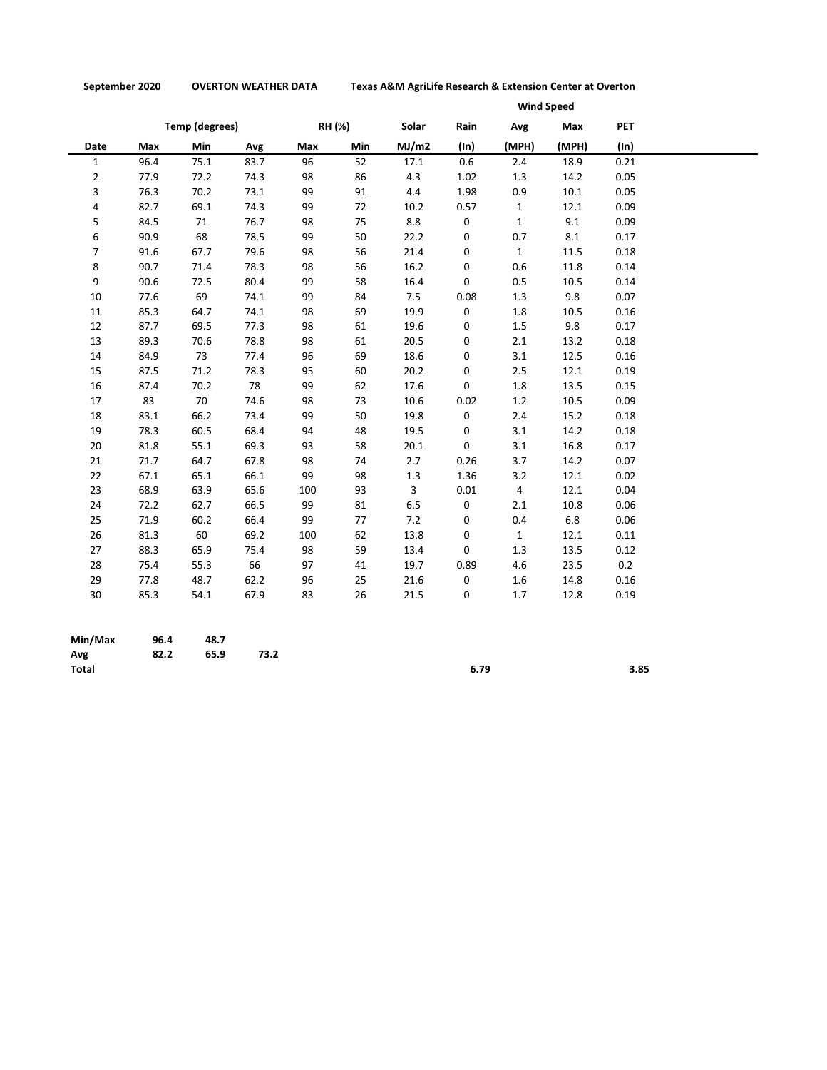**September 2020** **OVERTON WEATHER DATA** **Texas A&M AgriLife Research & Extension Center at Overton**

| | Temp (degrees) | | | RH (%) | | Solar | Rain | Wind Speed | | PET |
|---|---|---|---|---|---|---|---|---|---|---|
| Date | Max | Min | Avg | Max | Min | MJ/m2 | (In) | Avg (MPH) | Max (MPH) | (In) |
| 1 | 96.4 | 75.1 | 83.7 | 96 | 52 | 17.1 | 0.6 | 2.4 | 18.9 | 0.21 |
| 2 | 77.9 | 72.2 | 74.3 | 98 | 86 | 4.3 | 1.02 | 1.3 | 14.2 | 0.05 |
| 3 | 76.3 | 70.2 | 73.1 | 99 | 91 | 4.4 | 1.98 | 0.9 | 10.1 | 0.05 |
| 4 | 82.7 | 69.1 | 74.3 | 99 | 72 | 10.2 | 0.57 | 1 | 12.1 | 0.09 |
| 5 | 84.5 | 71 | 76.7 | 98 | 75 | 8.8 | 0 | 1 | 9.1 | 0.09 |
| 6 | 90.9 | 68 | 78.5 | 99 | 50 | 22.2 | 0 | 0.7 | 8.1 | 0.17 |
| 7 | 91.6 | 67.7 | 79.6 | 98 | 56 | 21.4 | 0 | 1 | 11.5 | 0.18 |
| 8 | 90.7 | 71.4 | 78.3 | 98 | 56 | 16.2 | 0 | 0.6 | 11.8 | 0.14 |
| 9 | 90.6 | 72.5 | 80.4 | 99 | 58 | 16.4 | 0 | 0.5 | 10.5 | 0.14 |
| 10 | 77.6 | 69 | 74.1 | 99 | 84 | 7.5 | 0.08 | 1.3 | 9.8 | 0.07 |
| 11 | 85.3 | 64.7 | 74.1 | 98 | 69 | 19.9 | 0 | 1.8 | 10.5 | 0.16 |
| 12 | 87.7 | 69.5 | 77.3 | 98 | 61 | 19.6 | 0 | 1.5 | 9.8 | 0.17 |
| 13 | 89.3 | 70.6 | 78.8 | 98 | 61 | 20.5 | 0 | 2.1 | 13.2 | 0.18 |
| 14 | 84.9 | 73 | 77.4 | 96 | 69 | 18.6 | 0 | 3.1 | 12.5 | 0.16 |
| 15 | 87.5 | 71.2 | 78.3 | 95 | 60 | 20.2 | 0 | 2.5 | 12.1 | 0.19 |
| 16 | 87.4 | 70.2 | 78 | 99 | 62 | 17.6 | 0 | 1.8 | 13.5 | 0.15 |
| 17 | 83 | 70 | 74.6 | 98 | 73 | 10.6 | 0.02 | 1.2 | 10.5 | 0.09 |
| 18 | 83.1 | 66.2 | 73.4 | 99 | 50 | 19.8 | 0 | 2.4 | 15.2 | 0.18 |
| 19 | 78.3 | 60.5 | 68.4 | 94 | 48 | 19.5 | 0 | 3.1 | 14.2 | 0.18 |
| 20 | 81.8 | 55.1 | 69.3 | 93 | 58 | 20.1 | 0 | 3.1 | 16.8 | 0.17 |
| 21 | 71.7 | 64.7 | 67.8 | 98 | 74 | 2.7 | 0.26 | 3.7 | 14.2 | 0.07 |
| 22 | 67.1 | 65.1 | 66.1 | 99 | 98 | 1.3 | 1.36 | 3.2 | 12.1 | 0.02 |
| 23 | 68.9 | 63.9 | 65.6 | 100 | 93 | 3 | 0.01 | 4 | 12.1 | 0.04 |
| 24 | 72.2 | 62.7 | 66.5 | 99 | 81 | 6.5 | 0 | 2.1 | 10.8 | 0.06 |
| 25 | 71.9 | 60.2 | 66.4 | 99 | 77 | 7.2 | 0 | 0.4 | 6.8 | 0.06 |
| 26 | 81.3 | 60 | 69.2 | 100 | 62 | 13.8 | 0 | 1 | 12.1 | 0.11 |
| 27 | 88.3 | 65.9 | 75.4 | 98 | 59 | 13.4 | 0 | 1.3 | 13.5 | 0.12 |
| 28 | 75.4 | 55.3 | 66 | 97 | 41 | 19.7 | 0.89 | 4.6 | 23.5 | 0.2 |
| 29 | 77.8 | 48.7 | 62.2 | 96 | 25 | 21.6 | 0 | 1.6 | 14.8 | 0.16 |
| 30 | 85.3 | 54.1 | 67.9 | 83 | 26 | 21.5 | 0 | 1.7 | 12.8 | 0.19 |
| **Min/Max** | **96.4** | **48.7** | | | | | | | | |
| **Avg** | **82.2** | **65.9** | **73.2** | | | | | | | |
| **Total** | | | | | | | **6.79** | | | **3.85** |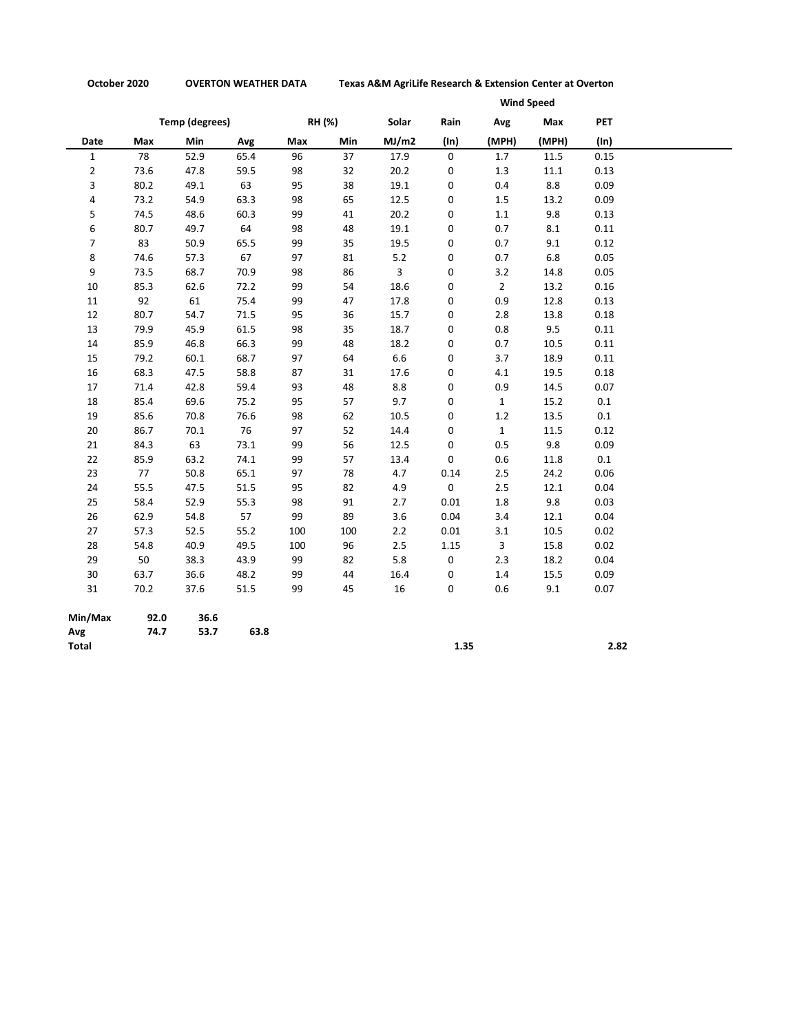**October 2020** **OVERTON WEATHER DATA** **Texas A&M AgriLife Research & Extension Center at Overton**

| | Temp (degrees) | | | RH (%) | | Solar | Rain | Wind Speed | | PET |
|---|---|---|---|---|---|---|---|---|---|---|
| | | | | | | | | Avg | Max | |
| Date | Max | Min | Avg | Max | Min | MJ/m2 | (In) | (MPH) | (MPH) | (In) |
| 1 | 78 | 52.9 | 65.4 | 96 | 37 | 17.9 | 0 | 1.7 | 11.5 | 0.15 |
| 2 | 73.6 | 47.8 | 59.5 | 98 | 32 | 20.2 | 0 | 1.3 | 11.1 | 0.13 |
| 3 | 80.2 | 49.1 | 63 | 95 | 38 | 19.1 | 0 | 0.4 | 8.8 | 0.09 |
| 4 | 73.2 | 54.9 | 63.3 | 98 | 65 | 12.5 | 0 | 1.5 | 13.2 | 0.09 |
| 5 | 74.5 | 48.6 | 60.3 | 99 | 41 | 20.2 | 0 | 1.1 | 9.8 | 0.13 |
| 6 | 80.7 | 49.7 | 64 | 98 | 48 | 19.1 | 0 | 0.7 | 8.1 | 0.11 |
| 7 | 83 | 50.9 | 65.5 | 99 | 35 | 19.5 | 0 | 0.7 | 9.1 | 0.12 |
| 8 | 74.6 | 57.3 | 67 | 97 | 81 | 5.2 | 0 | 0.7 | 6.8 | 0.05 |
| 9 | 73.5 | 68.7 | 70.9 | 98 | 86 | 3 | 0 | 3.2 | 14.8 | 0.05 |
| 10 | 85.3 | 62.6 | 72.2 | 99 | 54 | 18.6 | 0 | 2 | 13.2 | 0.16 |
| 11 | 92 | 61 | 75.4 | 99 | 47 | 17.8 | 0 | 0.9 | 12.8 | 0.13 |
| 12 | 80.7 | 54.7 | 71.5 | 95 | 36 | 15.7 | 0 | 2.8 | 13.8 | 0.18 |
| 13 | 79.9 | 45.9 | 61.5 | 98 | 35 | 18.7 | 0 | 0.8 | 9.5 | 0.11 |
| 14 | 85.9 | 46.8 | 66.3 | 99 | 48 | 18.2 | 0 | 0.7 | 10.5 | 0.11 |
| 15 | 79.2 | 60.1 | 68.7 | 97 | 64 | 6.6 | 0 | 3.7 | 18.9 | 0.11 |
| 16 | 68.3 | 47.5 | 58.8 | 87 | 31 | 17.6 | 0 | 4.1 | 19.5 | 0.18 |
| 17 | 71.4 | 42.8 | 59.4 | 93 | 48 | 8.8 | 0 | 0.9 | 14.5 | 0.07 |
| 18 | 85.4 | 69.6 | 75.2 | 95 | 57 | 9.7 | 0 | 1 | 15.2 | 0.1 |
| 19 | 85.6 | 70.8 | 76.6 | 98 | 62 | 10.5 | 0 | 1.2 | 13.5 | 0.1 |
| 20 | 86.7 | 70.1 | 76 | 97 | 52 | 14.4 | 0 | 1 | 11.5 | 0.12 |
| 21 | 84.3 | 63 | 73.1 | 99 | 56 | 12.5 | 0 | 0.5 | 9.8 | 0.09 |
| 22 | 85.9 | 63.2 | 74.1 | 99 | 57 | 13.4 | 0 | 0.6 | 11.8 | 0.1 |
| 23 | 77 | 50.8 | 65.1 | 97 | 78 | 4.7 | 0.14 | 2.5 | 24.2 | 0.06 |
| 24 | 55.5 | 47.5 | 51.5 | 95 | 82 | 4.9 | 0 | 2.5 | 12.1 | 0.04 |
| 25 | 58.4 | 52.9 | 55.3 | 98 | 91 | 2.7 | 0.01 | 1.8 | 9.8 | 0.03 |
| 26 | 62.9 | 54.8 | 57 | 99 | 89 | 3.6 | 0.04 | 3.4 | 12.1 | 0.04 |
| 27 | 57.3 | 52.5 | 55.2 | 100 | 100 | 2.2 | 0.01 | 3.1 | 10.5 | 0.02 |
| 28 | 54.8 | 40.9 | 49.5 | 100 | 96 | 2.5 | 1.15 | 3 | 15.8 | 0.02 |
| 29 | 50 | 38.3 | 43.9 | 99 | 82 | 5.8 | 0 | 2.3 | 18.2 | 0.04 |
| 30 | 63.7 | 36.6 | 48.2 | 99 | 44 | 16.4 | 0 | 1.4 | 15.5 | 0.09 |
| 31 | 70.2 | 37.6 | 51.5 | 99 | 45 | 16 | 0 | 0.6 | 9.1 | 0.07 |
| **Min/Max** | **92.0** | **36.6** | | | | | | | | |
| **Avg** | **74.7** | **53.7** | **63.8** | | | | | | | |
| **Total** | | | | | | | **1.35** | | | **2.82** |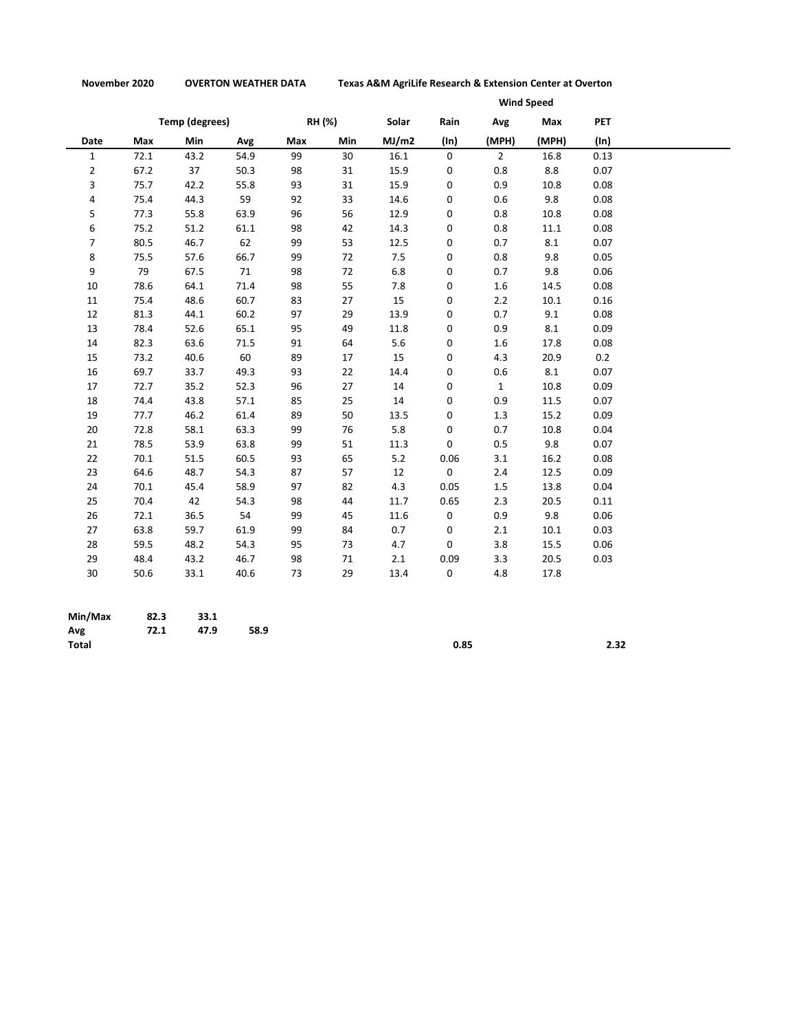**November 2020** **OVERTON WEATHER DATA** **Texas A&M AgriLife Research & Extension Center at Overton**

| | Temp (degrees) | | | RH (%) | | Solar | Rain | Wind Speed | | PET |
|---|---|---|---|---|---|---|---|---|---|---|
| | | | | | | | | Avg | Max | |
| **Date** | **Max** | **Min** | **Avg** | **Max** | **Min** | **MJ/m2** | **(In)** | **(MPH)** | **(MPH)** | **(In)** |
| 1 | 72.1 | 43.2 | 54.9 | 99 | 30 | 16.1 | 0 | 2 | 16.8 | 0.13 |
| 2 | 67.2 | 37 | 50.3 | 98 | 31 | 15.9 | 0 | 0.8 | 8.8 | 0.07 |
| 3 | 75.7 | 42.2 | 55.8 | 93 | 31 | 15.9 | 0 | 0.9 | 10.8 | 0.08 |
| 4 | 75.4 | 44.3 | 59 | 92 | 33 | 14.6 | 0 | 0.6 | 9.8 | 0.08 |
| 5 | 77.3 | 55.8 | 63.9 | 96 | 56 | 12.9 | 0 | 0.8 | 10.8 | 0.08 |
| 6 | 75.2 | 51.2 | 61.1 | 98 | 42 | 14.3 | 0 | 0.8 | 11.1 | 0.08 |
| 7 | 80.5 | 46.7 | 62 | 99 | 53 | 12.5 | 0 | 0.7 | 8.1 | 0.07 |
| 8 | 75.5 | 57.6 | 66.7 | 99 | 72 | 7.5 | 0 | 0.8 | 9.8 | 0.05 |
| 9 | 79 | 67.5 | 71 | 98 | 72 | 6.8 | 0 | 0.7 | 9.8 | 0.06 |
| 10 | 78.6 | 64.1 | 71.4 | 98 | 55 | 7.8 | 0 | 1.6 | 14.5 | 0.08 |
| 11 | 75.4 | 48.6 | 60.7 | 83 | 27 | 15 | 0 | 2.2 | 10.1 | 0.16 |
| 12 | 81.3 | 44.1 | 60.2 | 97 | 29 | 13.9 | 0 | 0.7 | 9.1 | 0.08 |
| 13 | 78.4 | 52.6 | 65.1 | 95 | 49 | 11.8 | 0 | 0.9 | 8.1 | 0.09 |
| 14 | 82.3 | 63.6 | 71.5 | 91 | 64 | 5.6 | 0 | 1.6 | 17.8 | 0.08 |
| 15 | 73.2 | 40.6 | 60 | 89 | 17 | 15 | 0 | 4.3 | 20.9 | 0.2 |
| 16 | 69.7 | 33.7 | 49.3 | 93 | 22 | 14.4 | 0 | 0.6 | 8.1 | 0.07 |
| 17 | 72.7 | 35.2 | 52.3 | 96 | 27 | 14 | 0 | 1 | 10.8 | 0.09 |
| 18 | 74.4 | 43.8 | 57.1 | 85 | 25 | 14 | 0 | 0.9 | 11.5 | 0.07 |
| 19 | 77.7 | 46.2 | 61.4 | 89 | 50 | 13.5 | 0 | 1.3 | 15.2 | 0.09 |
| 20 | 72.8 | 58.1 | 63.3 | 99 | 76 | 5.8 | 0 | 0.7 | 10.8 | 0.04 |
| 21 | 78.5 | 53.9 | 63.8 | 99 | 51 | 11.3 | 0 | 0.5 | 9.8 | 0.07 |
| 22 | 70.1 | 51.5 | 60.5 | 93 | 65 | 5.2 | 0.06 | 3.1 | 16.2 | 0.08 |
| 23 | 64.6 | 48.7 | 54.3 | 87 | 57 | 12 | 0 | 2.4 | 12.5 | 0.09 |
| 24 | 70.1 | 45.4 | 58.9 | 97 | 82 | 4.3 | 0.05 | 1.5 | 13.8 | 0.04 |
| 25 | 70.4 | 42 | 54.3 | 98 | 44 | 11.7 | 0.65 | 2.3 | 20.5 | 0.11 |
| 26 | 72.1 | 36.5 | 54 | 99 | 45 | 11.6 | 0 | 0.9 | 9.8 | 0.06 |
| 27 | 63.8 | 59.7 | 61.9 | 99 | 84 | 0.7 | 0 | 2.1 | 10.1 | 0.03 |
| 28 | 59.5 | 48.2 | 54.3 | 95 | 73 | 4.7 | 0 | 3.8 | 15.5 | 0.06 |
| 29 | 48.4 | 43.2 | 46.7 | 98 | 71 | 2.1 | 0.09 | 3.3 | 20.5 | 0.03 |
| 30 | 50.6 | 33.1 | 40.6 | 73 | 29 | 13.4 | 0 | 4.8 | 17.8 | |
| | | | | | | | | | | |
| **Min/Max** | **82.3** | **33.1** | | | | | | | | |
| **Avg** | **72.1** | **47.9** | **58.9** | | | | | | | |
| **Total** | | | | | | | **0.85** | | | **2.32** |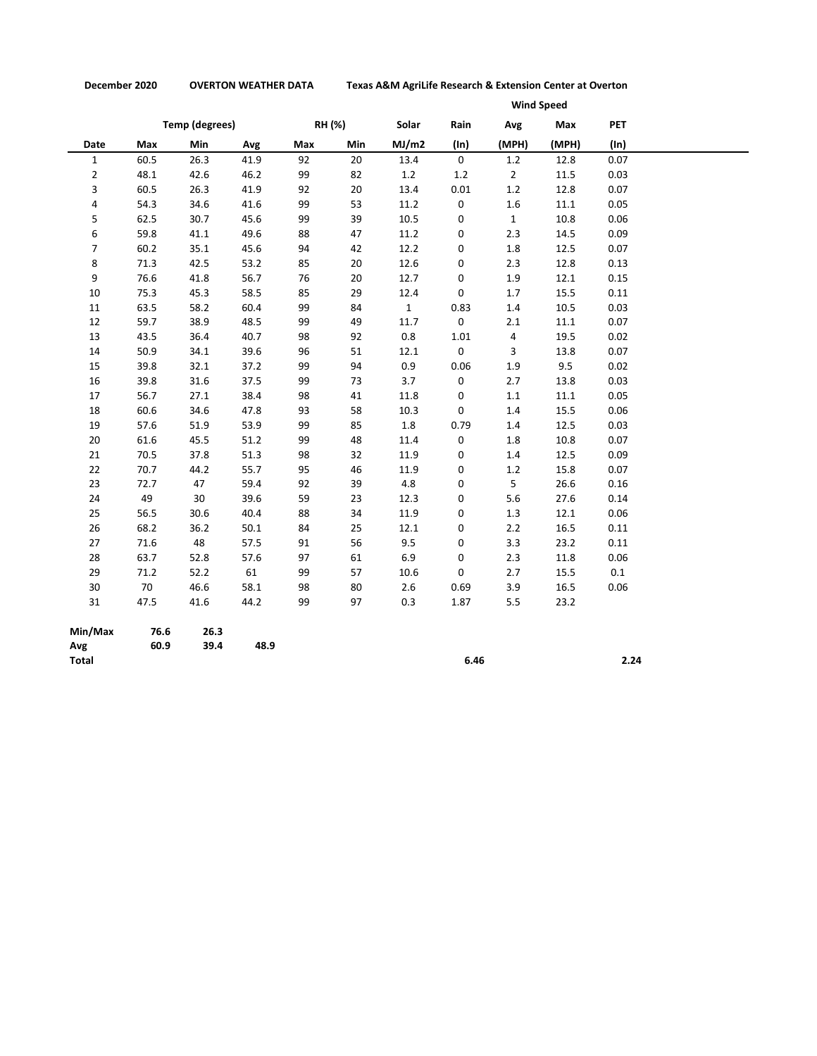**December 2020** **OVERTON WEATHER DATA** **Texas A&M AgriLife Research & Extension Center at Overton**

| | Temp (degrees) | | | RH (%) | | Solar | Rain | Wind Speed | | PET |
|---|---|---|---|---|---|---|---|---|---|---|
| | | | | | | | | Avg | Max | |
| Date | Max | Min | Avg | Max | Min | MJ/m2 | (In) | (MPH) | (MPH) | (In) |
| 1 | 60.5 | 26.3 | 41.9 | 92 | 20 | 13.4 | 0 | 1.2 | 12.8 | 0.07 |
| 2 | 48.1 | 42.6 | 46.2 | 99 | 82 | 1.2 | 1.2 | 2 | 11.5 | 0.03 |
| 3 | 60.5 | 26.3 | 41.9 | 92 | 20 | 13.4 | 0.01 | 1.2 | 12.8 | 0.07 |
| 4 | 54.3 | 34.6 | 41.6 | 99 | 53 | 11.2 | 0 | 1.6 | 11.1 | 0.05 |
| 5 | 62.5 | 30.7 | 45.6 | 99 | 39 | 10.5 | 0 | 1 | 10.8 | 0.06 |
| 6 | 59.8 | 41.1 | 49.6 | 88 | 47 | 11.2 | 0 | 2.3 | 14.5 | 0.09 |
| 7 | 60.2 | 35.1 | 45.6 | 94 | 42 | 12.2 | 0 | 1.8 | 12.5 | 0.07 |
| 8 | 71.3 | 42.5 | 53.2 | 85 | 20 | 12.6 | 0 | 2.3 | 12.8 | 0.13 |
| 9 | 76.6 | 41.8 | 56.7 | 76 | 20 | 12.7 | 0 | 1.9 | 12.1 | 0.15 |
| 10 | 75.3 | 45.3 | 58.5 | 85 | 29 | 12.4 | 0 | 1.7 | 15.5 | 0.11 |
| 11 | 63.5 | 58.2 | 60.4 | 99 | 84 | 1 | 0.83 | 1.4 | 10.5 | 0.03 |
| 12 | 59.7 | 38.9 | 48.5 | 99 | 49 | 11.7 | 0 | 2.1 | 11.1 | 0.07 |
| 13 | 43.5 | 36.4 | 40.7 | 98 | 92 | 0.8 | 1.01 | 4 | 19.5 | 0.02 |
| 14 | 50.9 | 34.1 | 39.6 | 96 | 51 | 12.1 | 0 | 3 | 13.8 | 0.07 |
| 15 | 39.8 | 32.1 | 37.2 | 99 | 94 | 0.9 | 0.06 | 1.9 | 9.5 | 0.02 |
| 16 | 39.8 | 31.6 | 37.5 | 99 | 73 | 3.7 | 0 | 2.7 | 13.8 | 0.03 |
| 17 | 56.7 | 27.1 | 38.4 | 98 | 41 | 11.8 | 0 | 1.1 | 11.1 | 0.05 |
| 18 | 60.6 | 34.6 | 47.8 | 93 | 58 | 10.3 | 0 | 1.4 | 15.5 | 0.06 |
| 19 | 57.6 | 51.9 | 53.9 | 99 | 85 | 1.8 | 0.79 | 1.4 | 12.5 | 0.03 |
| 20 | 61.6 | 45.5 | 51.2 | 99 | 48 | 11.4 | 0 | 1.8 | 10.8 | 0.07 |
| 21 | 70.5 | 37.8 | 51.3 | 98 | 32 | 11.9 | 0 | 1.4 | 12.5 | 0.09 |
| 22 | 70.7 | 44.2 | 55.7 | 95 | 46 | 11.9 | 0 | 1.2 | 15.8 | 0.07 |
| 23 | 72.7 | 47 | 59.4 | 92 | 39 | 4.8 | 0 | 5 | 26.6 | 0.16 |
| 24 | 49 | 30 | 39.6 | 59 | 23 | 12.3 | 0 | 5.6 | 27.6 | 0.14 |
| 25 | 56.5 | 30.6 | 40.4 | 88 | 34 | 11.9 | 0 | 1.3 | 12.1 | 0.06 |
| 26 | 68.2 | 36.2 | 50.1 | 84 | 25 | 12.1 | 0 | 2.2 | 16.5 | 0.11 |
| 27 | 71.6 | 48 | 57.5 | 91 | 56 | 9.5 | 0 | 3.3 | 23.2 | 0.11 |
| 28 | 63.7 | 52.8 | 57.6 | 97 | 61 | 6.9 | 0 | 2.3 | 11.8 | 0.06 |
| 29 | 71.2 | 52.2 | 61 | 99 | 57 | 10.6 | 0 | 2.7 | 15.5 | 0.1 |
| 30 | 70 | 46.6 | 58.1 | 98 | 80 | 2.6 | 0.69 | 3.9 | 16.5 | 0.06 |
| 31 | 47.5 | 41.6 | 44.2 | 99 | 97 | 0.3 | 1.87 | 5.5 | 23.2 | |
| **Min/Max** | **76.6** | **26.3** | | | | | | | | |
| **Avg** | **60.9** | **39.4** | **48.9** | | | | | | | |
| **Total** | | | | | | | **6.46** | | | **2.24** |